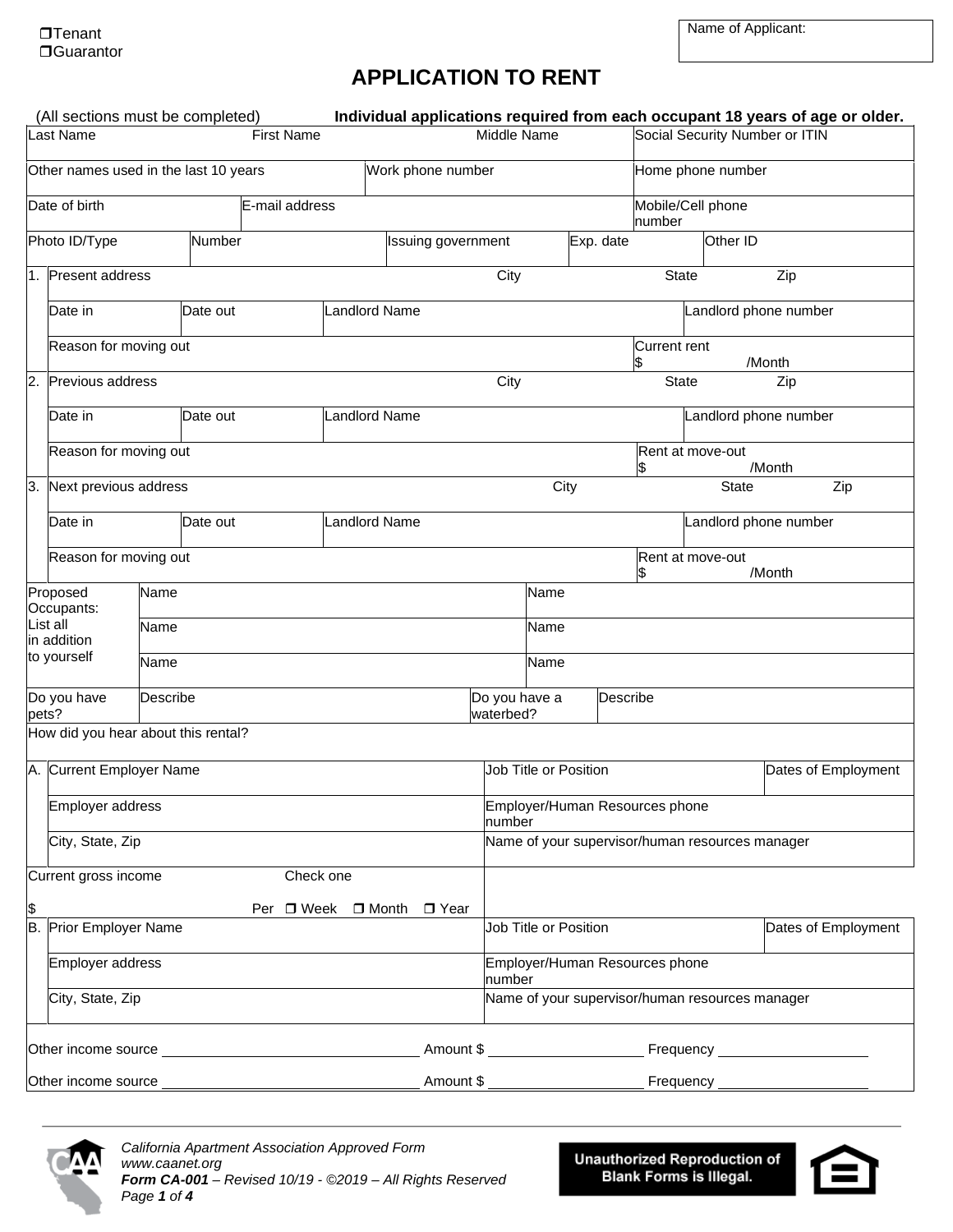❒Tenant
❒Guarantor

| Name of Applicant: |
|---|

# APPLICATION TO RENT

(All sections must be completed) **Individual applications required from each occupant 18 years of age or older.**

| Last Name | First Name | Middle Name | Social Security Number or ITIN |
|---|---|---|---|
| | | | |

| Other names used in the last 10 years | Work phone number | Home phone number |
|---|---|---|
| | | |

| Date of birth | E-mail address | Mobile/Cell phone number |
|---|---|---|
| | | |

| Photo ID/Type | Number | Issuing government | Exp. date | Other ID |
|---|---|---|---|---|
| | | | | |

| # | | | | | | |
|---|---|---|---|---|---|---|
| 1. | Present address | | City | State | Zip | |
| | Date in | Date out | Landlord Name | | Landlord phone number | |
| | Reason for moving out | | | | Current rent $ /Month | |
| 2. | Previous address | | City | State | Zip | |
| | Date in | Date out | Landlord Name | | Landlord phone number | |
| | Reason for moving out | | | | Rent at move-out $ /Month | |
| 3. | Next previous address | | City | State | Zip | |
| | Date in | Date out | Landlord Name | | Landlord phone number | |
| | Reason for moving out | | | | Rent at move-out $ /Month | |

| Proposed Occupants: List all in addition to yourself | Name | Name |
|---|---|---|
| | Name | Name |
| | Name | Name |

| Do you have pets? | Describe | Do you have a waterbed? | Describe |
|---|---|---|---|

How did you hear about this rental?

| | | | |
|---|---|---|---|
| A. | Current Employer Name | Job Title or Position | Dates of Employment |
| | Employer address | Employer/Human Resources phone number | |
| | City, State, Zip | Name of your supervisor/human resources manager | |

Current gross income $ Check one Per ❒ Week ❒ Month ❒ Year

| | | | |
|---|---|---|---|
| B. | Prior Employer Name | Job Title or Position | Dates of Employment |
| | Employer address | Employer/Human Resources phone number | |
| | City, State, Zip | Name of your supervisor/human resources manager | |

Other income source ______________________ Amount $ ______________ Frequency ______________

Other income source ______________________ Amount $ ______________ Frequency ______________

*California Apartment Association Approved Form*
*www.caanet.org*
***Form CA-001** – Revised 10/19 - ©2019 – All Rights Reserved*

**Unauthorized Reproduction of Blank Forms is Illegal.**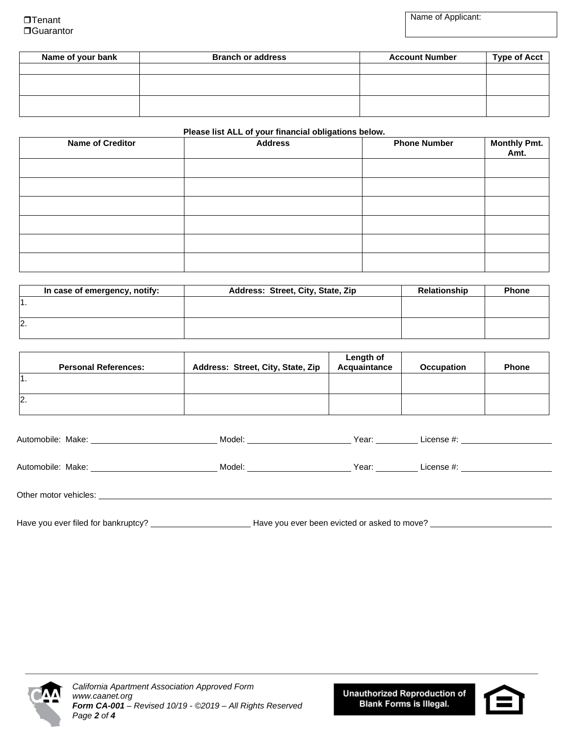❒Tenant
❒Guarantor

Name of Applicant:

| Name of your bank | Branch or address | Account Number | Type of Acct |
|---|---|---|---|
| | | | |
| | | | |
| | | | |

**Please list ALL of your financial obligations below.**

| Name of Creditor | Address | Phone Number | Monthly Pmt. Amt. |
|---|---|---|---|
| | | | |
| | | | |
| | | | |
| | | | |
| | | | |
| | | | |

| In case of emergency, notify: | Address: Street, City, State, Zip | Relationship | Phone |
|---|---|---|---|
| 1. | | | |
| 2. | | | |

| Personal References: | Address: Street, City, State, Zip | Length of Acquaintance | Occupation | Phone |
|---|---|---|---|---|
| 1. | | | | |
| 2. | | | | |

Automobile: Make: ____________ Model: ____________ Year: ______ License #: ____________

Automobile: Make: ____________ Model: ____________ Year: ______ License #: ____________

Other motor vehicles: ________________________________________

Have you ever filed for bankruptcy? ____________ Have you ever been evicted or asked to move? ____________

*California Apartment Association Approved Form*
*www.caanet.org*
***Form CA-001** – Revised 10/19 - ©2019 – All Rights Reserved*

**Unauthorized Reproduction of Blank Forms is Illegal.**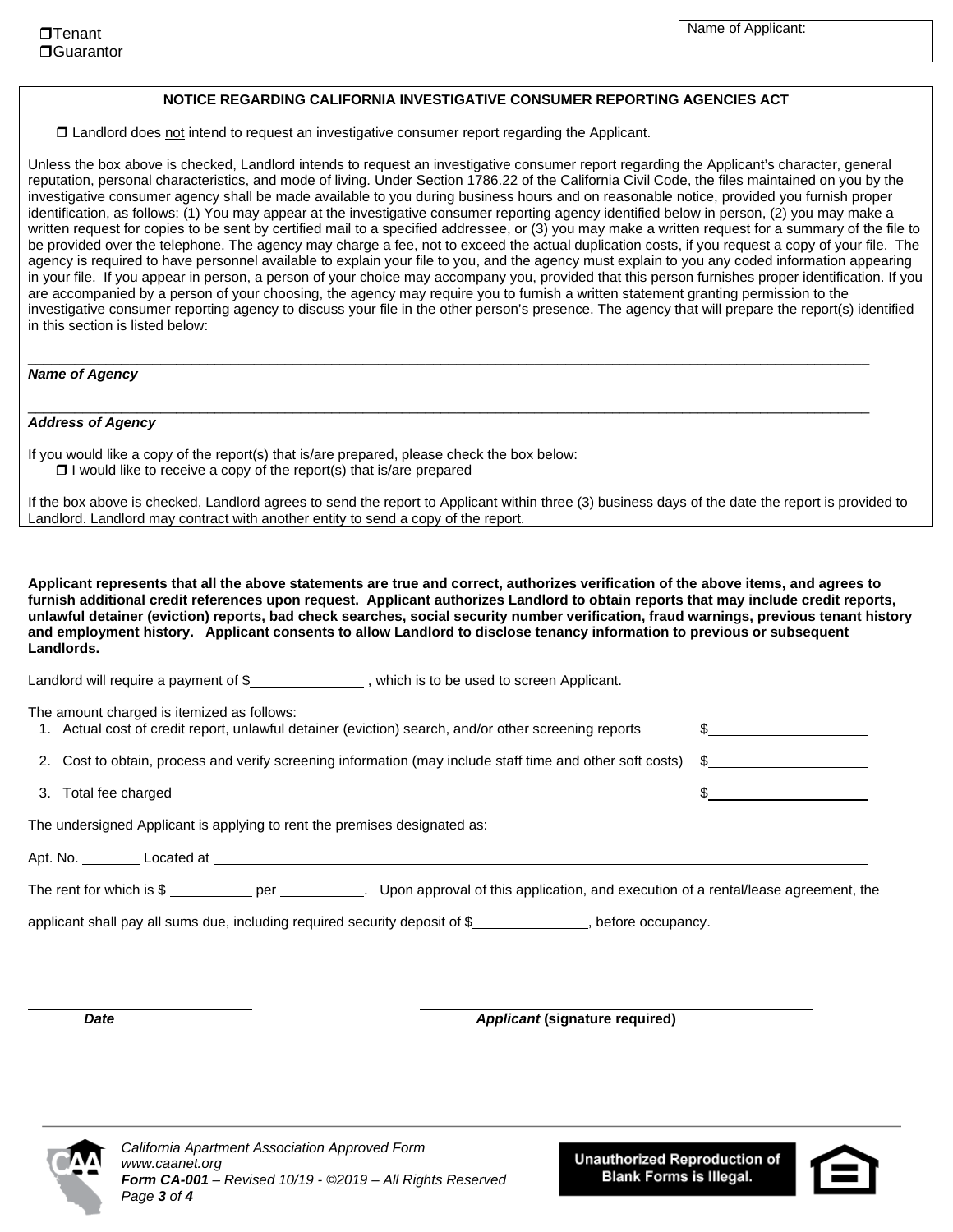❐ Tenant
❐ Guarantor

Name of Applicant:

**NOTICE REGARDING CALIFORNIA INVESTIGATIVE CONSUMER REPORTING AGENCIES ACT**

❐ Landlord does not intend to request an investigative consumer report regarding the Applicant.

Unless the box above is checked, Landlord intends to request an investigative consumer report regarding the Applicant's character, general reputation, personal characteristics, and mode of living. Under Section 1786.22 of the California Civil Code, the files maintained on you by the investigative consumer agency shall be made available to you during business hours and on reasonable notice, provided you furnish proper identification, as follows: (1) You may appear at the investigative consumer reporting agency identified below in person, (2) you may make a written request for copies to be sent by certified mail to a specified addressee, or (3) you may make a written request for a summary of the file to be provided over the telephone. The agency may charge a fee, not to exceed the actual duplication costs, if you request a copy of your file. The agency is required to have personnel available to explain your file to you, and the agency must explain to you any coded information appearing in your file. If you appear in person, a person of your choice may accompany you, provided that this person furnishes proper identification. If you are accompanied by a person of your choosing, the agency may require you to furnish a written statement granting permission to the investigative consumer reporting agency to discuss your file in the other person's presence. The agency that will prepare the report(s) identified in this section is listed below:

______________________________________________

***Name of Agency***

______________________________________________

***Address of Agency***

If you would like a copy of the report(s) that is/are prepared, please check the box below:

❐ I would like to receive a copy of the report(s) that is/are prepared

If the box above is checked, Landlord agrees to send the report to Applicant within three (3) business days of the date the report is provided to Landlord. Landlord may contract with another entity to send a copy of the report.

**Applicant represents that all the above statements are true and correct, authorizes verification of the above items, and agrees to furnish additional credit references upon request. Applicant authorizes Landlord to obtain reports that may include credit reports, unlawful detainer (eviction) reports, bad check searches, social security number verification, fraud warnings, previous tenant history and employment history. Applicant consents to allow Landlord to disclose tenancy information to previous or subsequent Landlords.**

Landlord will require a payment of $__________ , which is to be used to screen Applicant.

The amount charged is itemized as follows:

1. Actual cost of credit report, unlawful detainer (eviction) search, and/or other screening reports $__________
2. Cost to obtain, process and verify screening information (may include staff time and other soft costs) $__________
3. Total fee charged $__________

The undersigned Applicant is applying to rent the premises designated as:

Apt. No. ________ Located at ______________________________________________

The rent for which is $ __________ per __________. Upon approval of this application, and execution of a rental/lease agreement, the applicant shall pay all sums due, including required security deposit of $__________, before occupancy.

______________________ ______________________

***Date*** ***Applicant* (signature required)**

*California Apartment Association Approved Form*
*www.caanet.org*
***Form CA-001** – Revised 10/19 - ©2019 – All Rights Reserved*

**Unauthorized Reproduction of Blank Forms is Illegal.**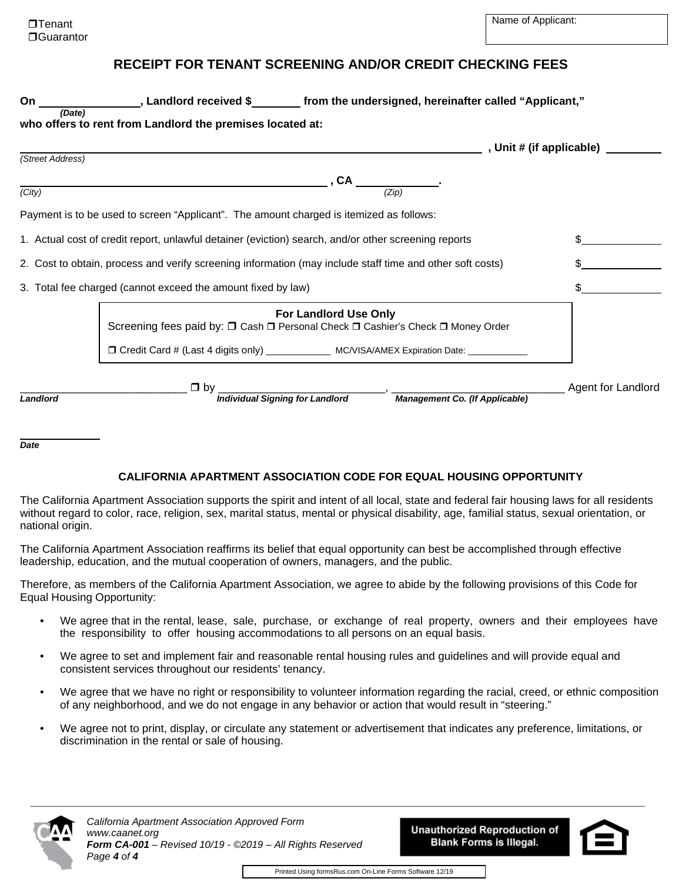❐ Tenant
❐ Guarantor

Name of Applicant:

## RECEIPT FOR TENANT SCREENING AND/OR CREDIT CHECKING FEES

**On \_\_\_\_\_\_\_\_\_\_\_\_\_\_\_\_, Landlord received $\_\_\_\_\_\_\_\_ from the undersigned, hereinafter called "Applicant,"**
***(Date)***
**who offers to rent from Landlord the premises located at:**

\_\_\_\_\_\_\_\_\_\_\_\_\_\_\_\_\_\_\_\_\_\_\_\_\_\_\_\_\_\_\_\_\_\_\_\_\_\_\_\_\_\_\_\_\_\_\_\_ **, Unit # (if applicable)** \_\_\_\_\_\_\_\_\_
*(Street Address)*

\_\_\_\_\_\_\_\_\_\_\_\_\_\_\_\_\_\_\_\_\_\_\_\_\_\_\_\_\_\_\_\_\_\_\_ **, CA** \_\_\_\_\_\_\_\_\_\_\_\_\_ **.**
*(City)* *(Zip)*

Payment is to be used to screen "Applicant". The amount charged is itemized as follows:

1. Actual cost of credit report, unlawful detainer (eviction) search, and/or other screening reports $\_\_\_\_\_\_\_\_\_\_\_\_\_
2. Cost to obtain, process and verify screening information (may include staff time and other soft costs) $\_\_\_\_\_\_\_\_\_\_\_\_\_
3. Total fee charged (cannot exceed the amount fixed by law) $\_\_\_\_\_\_\_\_\_\_\_\_\_

**For Landlord Use Only**
Screening fees paid by: ❐ Cash ❐ Personal Check ❐ Cashier's Check ❐ Money Order

❐ Credit Card # (Last 4 digits only) \_\_\_\_\_\_\_\_\_\_\_\_ MC/VISA/AMEX Expiration Date: \_\_\_\_\_\_\_\_\_\_\_

\_\_\_\_\_\_\_\_\_\_\_\_\_\_\_\_\_\_\_\_\_\_\_\_\_\_\_\_ ❐ by \_\_\_\_\_\_\_\_\_\_\_\_\_\_\_\_\_\_\_\_\_\_\_\_\_\_\_\_, \_\_\_\_\_\_\_\_\_\_\_\_\_\_\_\_\_\_\_\_\_\_\_\_\_\_\_\_\_ Agent for Landlord
***Landlord*** ***Individual Signing for Landlord*** ***Management Co. (If Applicable)***

\_\_\_\_\_\_\_\_\_\_\_\_\_\_
***Date***

### CALIFORNIA APARTMENT ASSOCIATION CODE FOR EQUAL HOUSING OPPORTUNITY

The California Apartment Association supports the spirit and intent of all local, state and federal fair housing laws for all residents without regard to color, race, religion, sex, marital status, mental or physical disability, age, familial status, sexual orientation, or national origin.

The California Apartment Association reaffirms its belief that equal opportunity can best be accomplished through effective leadership, education, and the mutual cooperation of owners, managers, and the public.

Therefore, as members of the California Apartment Association, we agree to abide by the following provisions of this Code for Equal Housing Opportunity:

- We agree that in the rental, lease, sale, purchase, or exchange of real property, owners and their employees have the responsibility to offer housing accommodations to all persons on an equal basis.
- We agree to set and implement fair and reasonable rental housing rules and guidelines and will provide equal and consistent services throughout our residents' tenancy.
- We agree that we have no right or responsibility to volunteer information regarding the racial, creed, or ethnic composition of any neighborhood, and we do not engage in any behavior or action that would result in "steering."
- We agree not to print, display, or circulate any statement or advertisement that indicates any preference, limitations, or discrimination in the rental or sale of housing.

*California Apartment Association Approved Form*
*www.caanet.org*
***Form CA-001** – Revised 10/19 - ©2019 – All Rights Reserved*

**Unauthorized Reproduction of Blank Forms is Illegal.**

Printed Using formsRus.com On-Line Forms Software 12/19